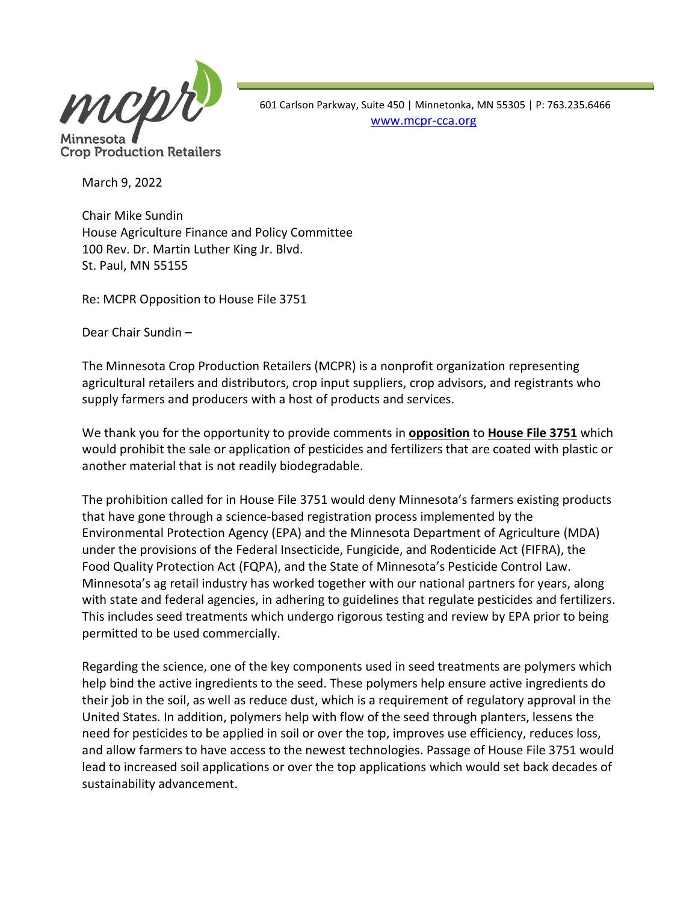Minnesota Crop Production Retailers

601 Carlson Parkway, Suite 450 | Minnetonka, MN 55305 | P: 763.235.6466
www.mcpr-cca.org

March 9, 2022

Chair Mike Sundin
House Agriculture Finance and Policy Committee
100 Rev. Dr. Martin Luther King Jr. Blvd.
St. Paul, MN 55155

Re: MCPR Opposition to House File 3751

Dear Chair Sundin –

The Minnesota Crop Production Retailers (MCPR) is a nonprofit organization representing agricultural retailers and distributors, crop input suppliers, crop advisors, and registrants who supply farmers and producers with a host of products and services.

We thank you for the opportunity to provide comments in **opposition** to **House File 3751** which would prohibit the sale or application of pesticides and fertilizers that are coated with plastic or another material that is not readily biodegradable.

The prohibition called for in House File 3751 would deny Minnesota's farmers existing products that have gone through a science-based registration process implemented by the Environmental Protection Agency (EPA) and the Minnesota Department of Agriculture (MDA) under the provisions of the Federal Insecticide, Fungicide, and Rodenticide Act (FIFRA), the Food Quality Protection Act (FQPA), and the State of Minnesota's Pesticide Control Law. Minnesota's ag retail industry has worked together with our national partners for years, along with state and federal agencies, in adhering to guidelines that regulate pesticides and fertilizers. This includes seed treatments which undergo rigorous testing and review by EPA prior to being permitted to be used commercially.

Regarding the science, one of the key components used in seed treatments are polymers which help bind the active ingredients to the seed. These polymers help ensure active ingredients do their job in the soil, as well as reduce dust, which is a requirement of regulatory approval in the United States. In addition, polymers help with flow of the seed through planters, lessens the need for pesticides to be applied in soil or over the top, improves use efficiency, reduces loss, and allow farmers to have access to the newest technologies. Passage of House File 3751 would lead to increased soil applications or over the top applications which would set back decades of sustainability advancement.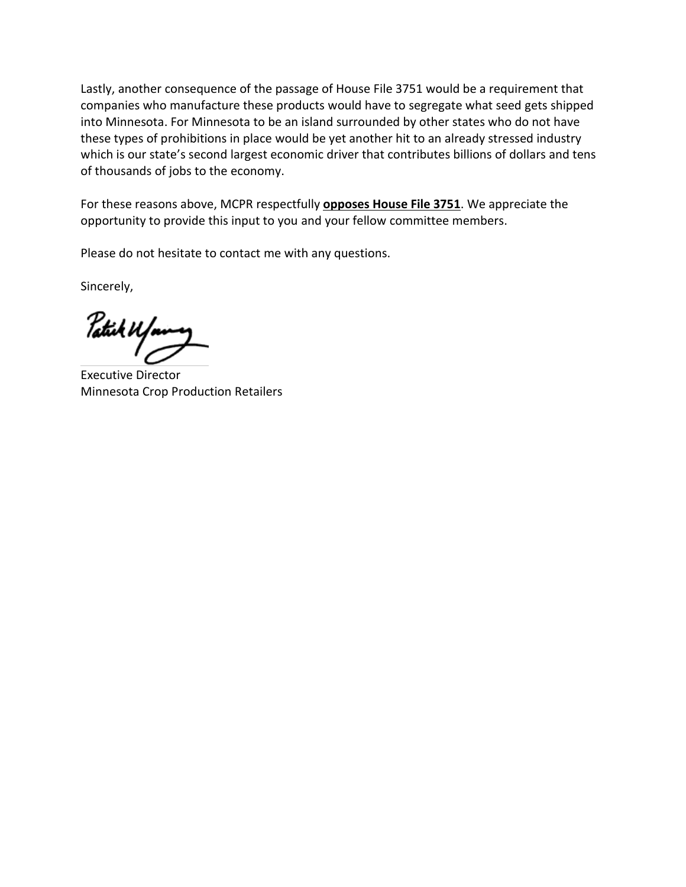Lastly, another consequence of the passage of House File 3751 would be a requirement that companies who manufacture these products would have to segregate what seed gets shipped into Minnesota. For Minnesota to be an island surrounded by other states who do not have these types of prohibitions in place would be yet another hit to an already stressed industry which is our state's second largest economic driver that contributes billions of dollars and tens of thousands of jobs to the economy.

For these reasons above, MCPR respectfully **opposes House File 3751**. We appreciate the opportunity to provide this input to you and your fellow committee members.

Please do not hesitate to contact me with any questions.

Sincerely,

Executive Director
Minnesota Crop Production Retailers